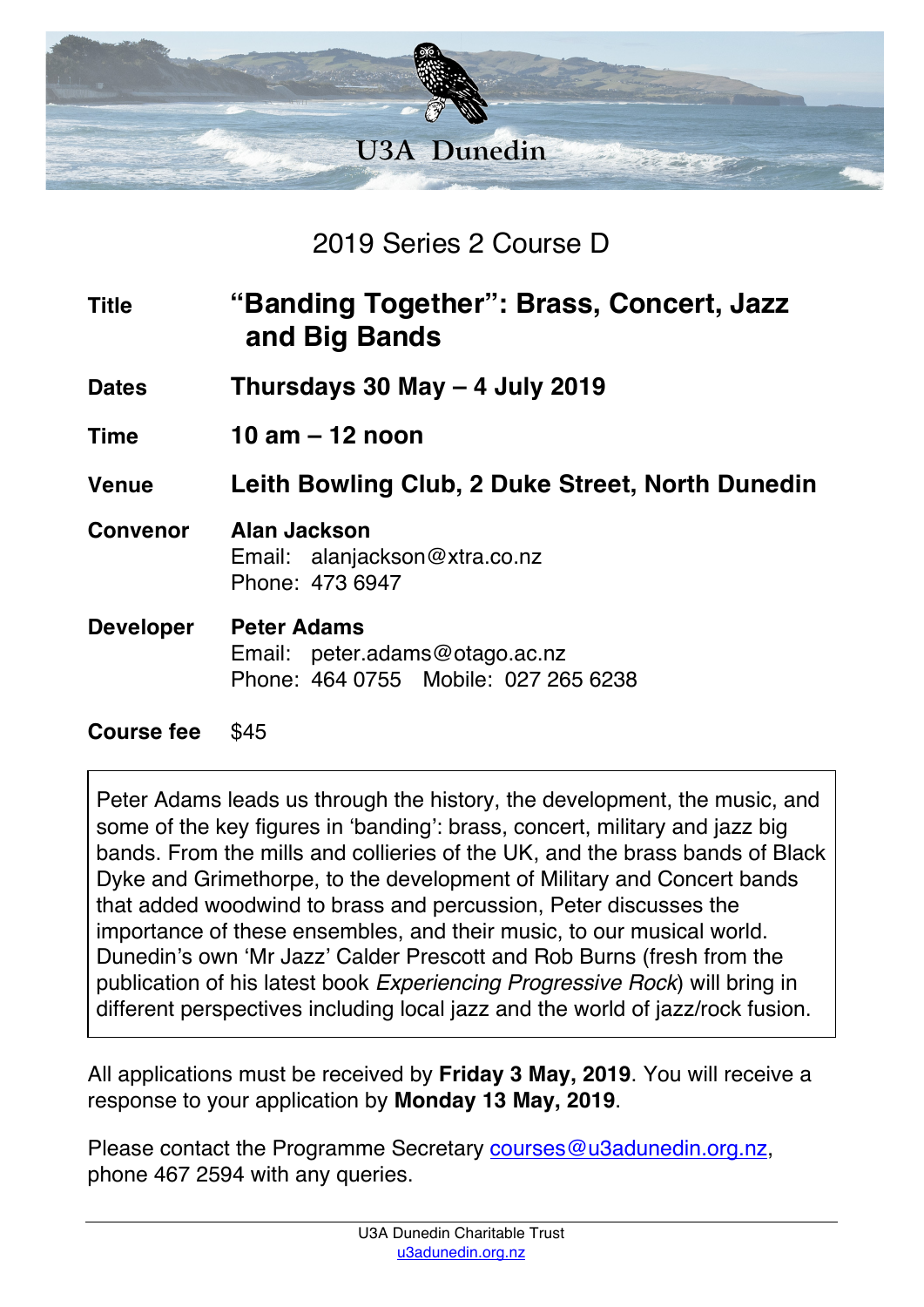U3A Dunedin

## 2019 Series 2 Course D

| | |
|---|---|
| **Title** | **“Banding Together”: Brass, Concert, Jazz and Big Bands** |
| **Dates** | **Thursdays 30 May – 4 July 2019** |
| **Time** | **10 am – 12 noon** |
| **Venue** | **Leith Bowling Club, 2 Duke Street, North Dunedin** |
| **Convenor** | **Alan Jackson**<br>Email: alanjackson@xtra.co.nz<br>Phone: 473 6947 |
| **Developer** | **Peter Adams**<br>Email: peter.adams@otago.ac.nz<br>Phone: 464 0755 Mobile: 027 265 6238 |
| **Course fee** | $45 |

Peter Adams leads us through the history, the development, the music, and some of the key figures in ‘banding’: brass, concert, military and jazz big bands. From the mills and collieries of the UK, and the brass bands of Black Dyke and Grimethorpe, to the development of Military and Concert bands that added woodwind to brass and percussion, Peter discusses the importance of these ensembles, and their music, to our musical world. Dunedin’s own ‘Mr Jazz’ Calder Prescott and Rob Burns (fresh from the publication of his latest book *Experiencing Progressive Rock*) will bring in different perspectives including local jazz and the world of jazz/rock fusion.

All applications must be received by **Friday 3 May, 2019**. You will receive a response to your application by **Monday 13 May, 2019**.

Please contact the Programme Secretary courses@u3adunedin.org.nz, phone 467 2594 with any queries.

U3A Dunedin Charitable Trust
u3adunedin.org.nz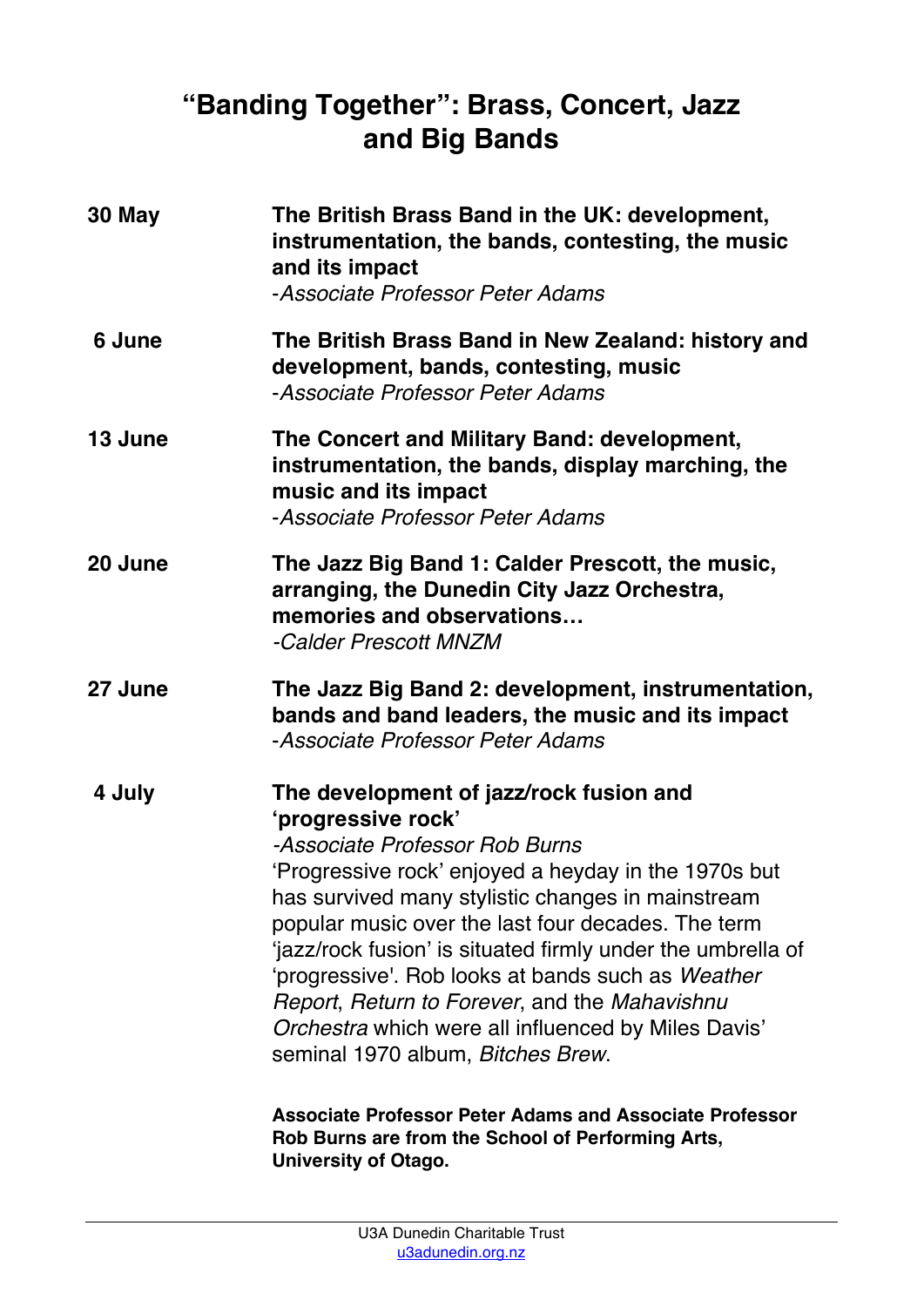# "Banding Together": Brass, Concert, Jazz and Big Bands

**30 May** — **The British Brass Band in the UK: development, instrumentation, the bands, contesting, the music and its impact**
-*Associate Professor Peter Adams*

**6 June** — **The British Brass Band in New Zealand: history and development, bands, contesting, music**
-*Associate Professor Peter Adams*

**13 June** — **The Concert and Military Band: development, instrumentation, the bands, display marching, the music and its impact**
-*Associate Professor Peter Adams*

**20 June** — **The Jazz Big Band 1: Calder Prescott, the music, arranging, the Dunedin City Jazz Orchestra, memories and observations…**
*-Calder Prescott MNZM*

**27 June** — **The Jazz Big Band 2: development, instrumentation, bands and band leaders, the music and its impact**
-*Associate Professor Peter Adams*

**4 July** — **The development of jazz/rock fusion and 'progressive rock'**
*-Associate Professor Rob Burns*

'Progressive rock' enjoyed a heyday in the 1970s but has survived many stylistic changes in mainstream popular music over the last four decades. The term 'jazz/rock fusion' is situated firmly under the umbrella of 'progressive'. Rob looks at bands such as *Weather Report*, *Return to Forever*, and the *Mahavishnu Orchestra* which were all influenced by Miles Davis' seminal 1970 album, *Bitches Brew*.

**Associate Professor Peter Adams and Associate Professor Rob Burns are from the School of Performing Arts, University of Otago.**

U3A Dunedin Charitable Trust
u3adunedin.org.nz